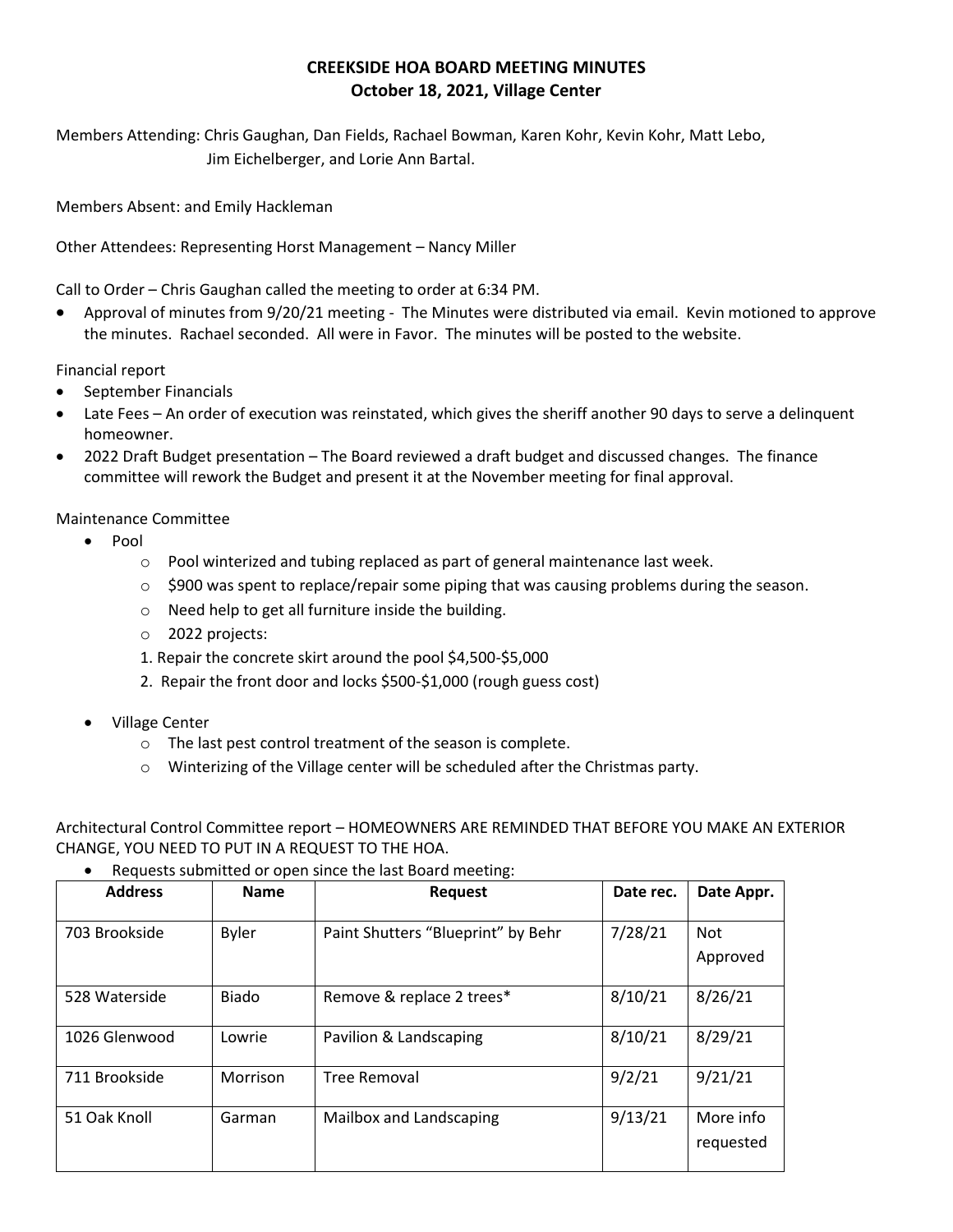# CREEKSIDE HOA BOARD MEETING MINUTES
## October 18, 2021, Village Center

Members Attending: Chris Gaughan, Dan Fields, Rachael Bowman, Karen Kohr, Kevin Kohr, Matt Lebo, Jim Eichelberger, and Lorie Ann Bartal.

Members Absent: and Emily Hackleman

Other Attendees: Representing Horst Management – Nancy Miller

Call to Order – Chris Gaughan called the meeting to order at 6:34 PM.

- Approval of minutes from 9/20/21 meeting - The Minutes were distributed via email. Kevin motioned to approve the minutes. Rachael seconded. All were in Favor. The minutes will be posted to the website.

Financial report

- September Financials
- Late Fees – An order of execution was reinstated, which gives the sheriff another 90 days to serve a delinquent homeowner.
- 2022 Draft Budget presentation – The Board reviewed a draft budget and discussed changes. The finance committee will rework the Budget and present it at the November meeting for final approval.

Maintenance Committee

- Pool
  - Pool winterized and tubing replaced as part of general maintenance last week.
  - $900 was spent to replace/repair some piping that was causing problems during the season.
  - Need help to get all furniture inside the building.
  - 2022 projects:
  1. Repair the concrete skirt around the pool $4,500-$5,000
  2. Repair the front door and locks $500-$1,000 (rough guess cost)
- Village Center
  - The last pest control treatment of the season is complete.
  - Winterizing of the Village center will be scheduled after the Christmas party.

Architectural Control Committee report – HOMEOWNERS ARE REMINDED THAT BEFORE YOU MAKE AN EXTERIOR CHANGE, YOU NEED TO PUT IN A REQUEST TO THE HOA.

- Requests submitted or open since the last Board meeting:

| Address | Name | Request | Date rec. | Date Appr. |
|---|---|---|---|---|
| 703 Brookside | Byler | Paint Shutters "Blueprint" by Behr | 7/28/21 | Not Approved |
| 528 Waterside | Biado | Remove & replace 2 trees* | 8/10/21 | 8/26/21 |
| 1026 Glenwood | Lowrie | Pavilion & Landscaping | 8/10/21 | 8/29/21 |
| 711 Brookside | Morrison | Tree Removal | 9/2/21 | 9/21/21 |
| 51 Oak Knoll | Garman | Mailbox and Landscaping | 9/13/21 | More info requested |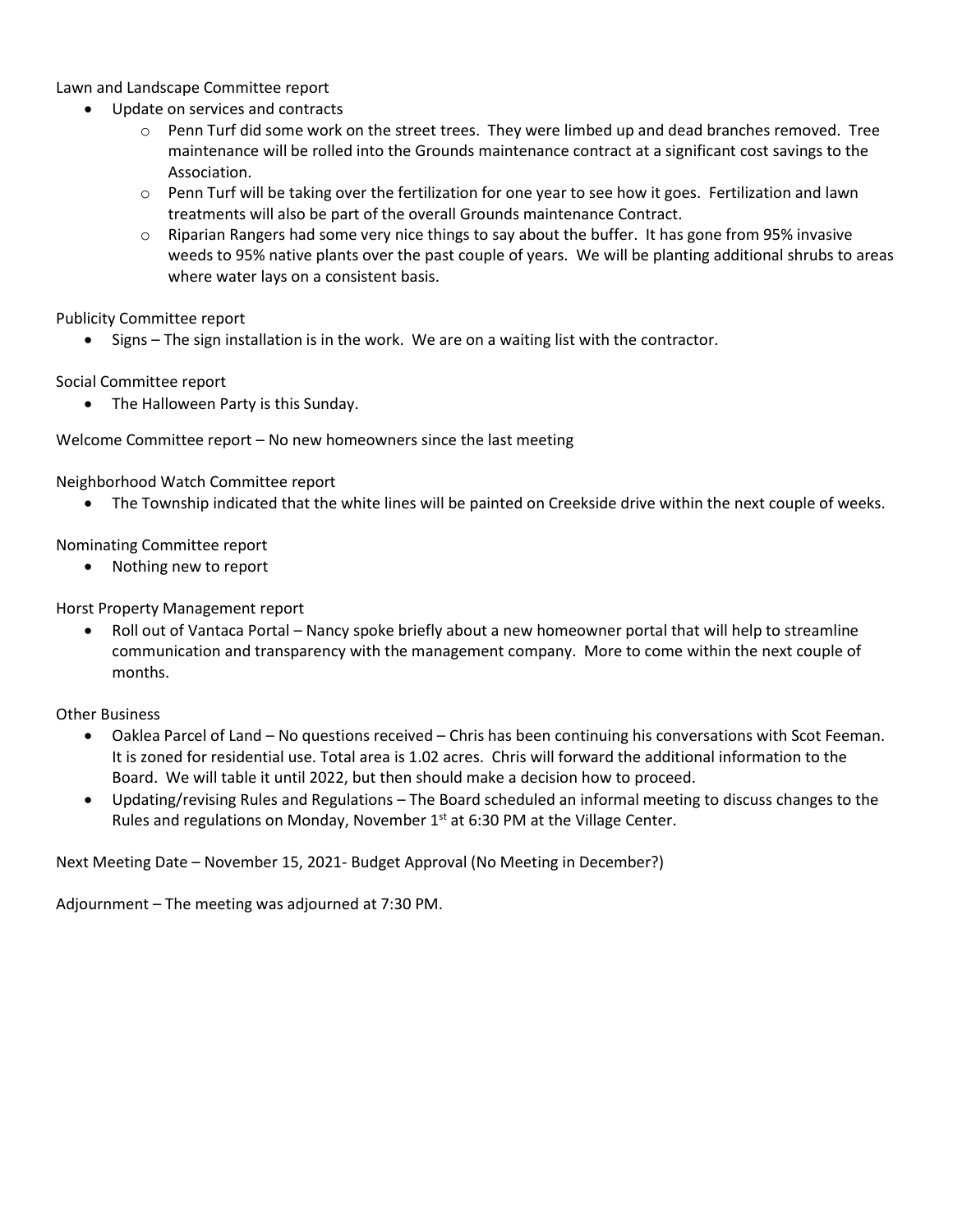Lawn and Landscape Committee report

- Update on services and contracts
  - Penn Turf did some work on the street trees. They were limbed up and dead branches removed. Tree maintenance will be rolled into the Grounds maintenance contract at a significant cost savings to the Association.
  - Penn Turf will be taking over the fertilization for one year to see how it goes. Fertilization and lawn treatments will also be part of the overall Grounds maintenance Contract.
  - Riparian Rangers had some very nice things to say about the buffer. It has gone from 95% invasive weeds to 95% native plants over the past couple of years. We will be planting additional shrubs to areas where water lays on a consistent basis.

Publicity Committee report

- Signs – The sign installation is in the work. We are on a waiting list with the contractor.

Social Committee report

- The Halloween Party is this Sunday.

Welcome Committee report – No new homeowners since the last meeting

Neighborhood Watch Committee report

- The Township indicated that the white lines will be painted on Creekside drive within the next couple of weeks.

Nominating Committee report

- Nothing new to report

Horst Property Management report

- Roll out of Vantaca Portal – Nancy spoke briefly about a new homeowner portal that will help to streamline communication and transparency with the management company. More to come within the next couple of months.

Other Business

- Oaklea Parcel of Land – No questions received – Chris has been continuing his conversations with Scot Feeman. It is zoned for residential use. Total area is 1.02 acres. Chris will forward the additional information to the Board. We will table it until 2022, but then should make a decision how to proceed.
- Updating/revising Rules and Regulations – The Board scheduled an informal meeting to discuss changes to the Rules and regulations on Monday, November 1st at 6:30 PM at the Village Center.

Next Meeting Date – November 15, 2021- Budget Approval (No Meeting in December?)

Adjournment – The meeting was adjourned at 7:30 PM.